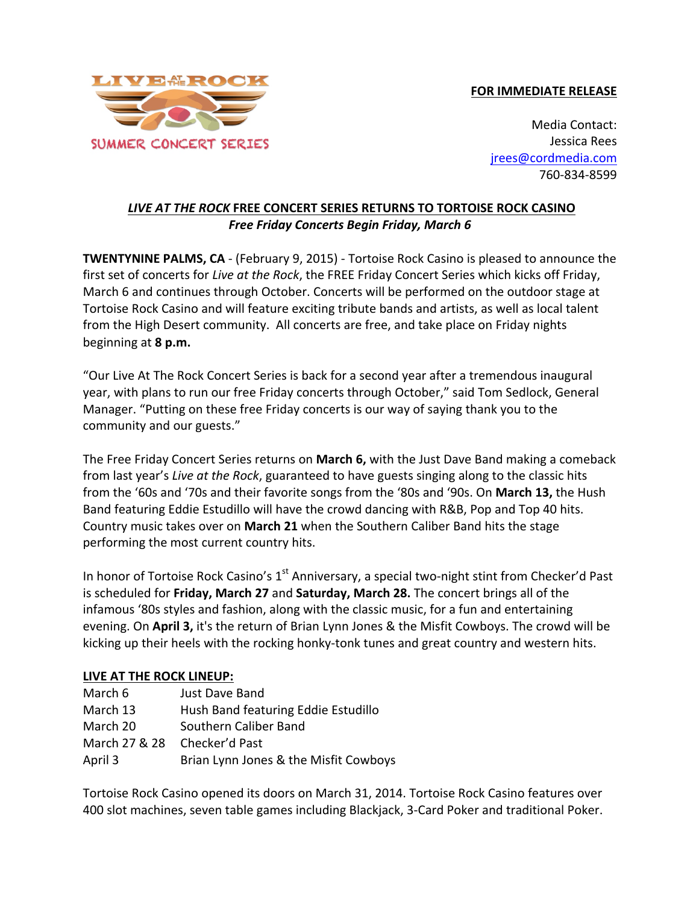**FOR IMMEDIATE RELEASE**

Media Contact:
Jessica Rees
jrees@cordmedia.com
760-834-8599

## *LIVE AT THE ROCK* FREE CONCERT SERIES RETURNS TO TORTOISE ROCK CASINO

***Free Friday Concerts Begin Friday, March 6***

**TWENTYNINE PALMS, CA** - (February 9, 2015) - Tortoise Rock Casino is pleased to announce the first set of concerts for *Live at the Rock*, the FREE Friday Concert Series which kicks off Friday, March 6 and continues through October. Concerts will be performed on the outdoor stage at Tortoise Rock Casino and will feature exciting tribute bands and artists, as well as local talent from the High Desert community. All concerts are free, and take place on Friday nights beginning at **8 p.m.**

"Our Live At The Rock Concert Series is back for a second year after a tremendous inaugural year, with plans to run our free Friday concerts through October," said Tom Sedlock, General Manager. "Putting on these free Friday concerts is our way of saying thank you to the community and our guests."

The Free Friday Concert Series returns on **March 6,** with the Just Dave Band making a comeback from last year's *Live at the Rock*, guaranteed to have guests singing along to the classic hits from the '60s and '70s and their favorite songs from the '80s and '90s. On **March 13,** the Hush Band featuring Eddie Estudillo will have the crowd dancing with R&B, Pop and Top 40 hits. Country music takes over on **March 21** when the Southern Caliber Band hits the stage performing the most current country hits.

In honor of Tortoise Rock Casino's 1st Anniversary, a special two-night stint from Checker'd Past is scheduled for **Friday, March 27** and **Saturday, March 28.** The concert brings all of the infamous '80s styles and fashion, along with the classic music, for a fun and entertaining evening. On **April 3,** it's the return of Brian Lynn Jones & the Misfit Cowboys. The crowd will be kicking up their heels with the rocking honky-tonk tunes and great country and western hits.

**LIVE AT THE ROCK LINEUP:**

| | |
|---|---|
| March 6 | Just Dave Band |
| March 13 | Hush Band featuring Eddie Estudillo |
| March 20 | Southern Caliber Band |
| March 27 & 28 | Checker'd Past |
| April 3 | Brian Lynn Jones & the Misfit Cowboys |

Tortoise Rock Casino opened its doors on March 31, 2014. Tortoise Rock Casino features over 400 slot machines, seven table games including Blackjack, 3-Card Poker and traditional Poker.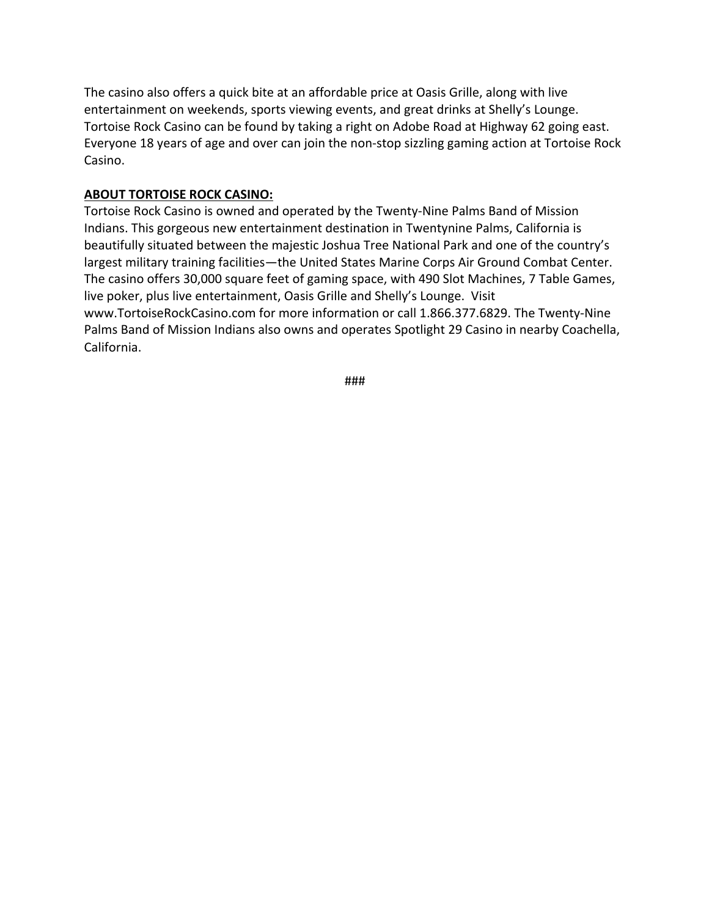The casino also offers a quick bite at an affordable price at Oasis Grille, along with live entertainment on weekends, sports viewing events, and great drinks at Shelly's Lounge. Tortoise Rock Casino can be found by taking a right on Adobe Road at Highway 62 going east. Everyone 18 years of age and over can join the non-stop sizzling gaming action at Tortoise Rock Casino.

**ABOUT TORTOISE ROCK CASINO:**

Tortoise Rock Casino is owned and operated by the Twenty-Nine Palms Band of Mission Indians. This gorgeous new entertainment destination in Twentynine Palms, California is beautifully situated between the majestic Joshua Tree National Park and one of the country's largest military training facilities—the United States Marine Corps Air Ground Combat Center. The casino offers 30,000 square feet of gaming space, with 490 Slot Machines, 7 Table Games, live poker, plus live entertainment, Oasis Grille and Shelly's Lounge. Visit www.TortoiseRockCasino.com for more information or call 1.866.377.6829. The Twenty-Nine Palms Band of Mission Indians also owns and operates Spotlight 29 Casino in nearby Coachella, California.

###